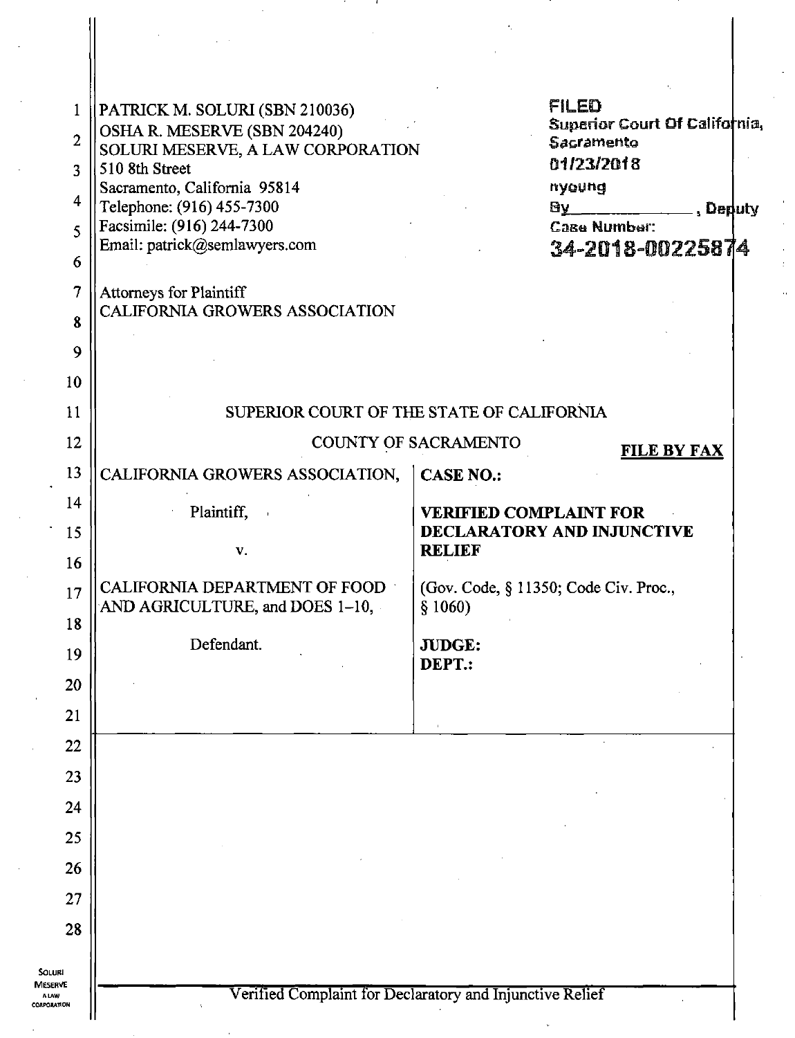PATRICK M. SOLURI (SBN 210036)
OSHA R. MESERVE (SBN 204240)
SOLURI MESERVE, A LAW CORPORATION
510 8th Street
Sacramento, California 95814
Telephone: (916) 455-7300
Facsimile: (916) 244-7300
Email: patrick@semlawyers.com

Attorneys for Plaintiff
CALIFORNIA GROWERS ASSOCIATION

FILED
Superior Court Of California,
Sacramento
01/23/2018
nyoung
By \_\_\_\_\_\_\_\_\_\_\_\_\_\_, Deputy
Case Number:
34-2018-00225874

SUPERIOR COURT OF THE STATE OF CALIFORNIA

COUNTY OF SACRAMENTO

**FILE BY FAX**

| | |
|---|---|
| CALIFORNIA GROWERS ASSOCIATION,<br><br>Plaintiff,<br><br>v.<br><br>CALIFORNIA DEPARTMENT OF FOOD AND AGRICULTURE, and DOES 1–10,<br><br>Defendant. | **CASE NO.:**<br><br>**VERIFIED COMPLAINT FOR DECLARATORY AND INJUNCTIVE RELIEF**<br><br>(Gov. Code, § 11350; Code Civ. Proc., § 1060)<br><br>**JUDGE:**<br>**DEPT.:** |

Verified Complaint for Declaratory and Injunctive Relief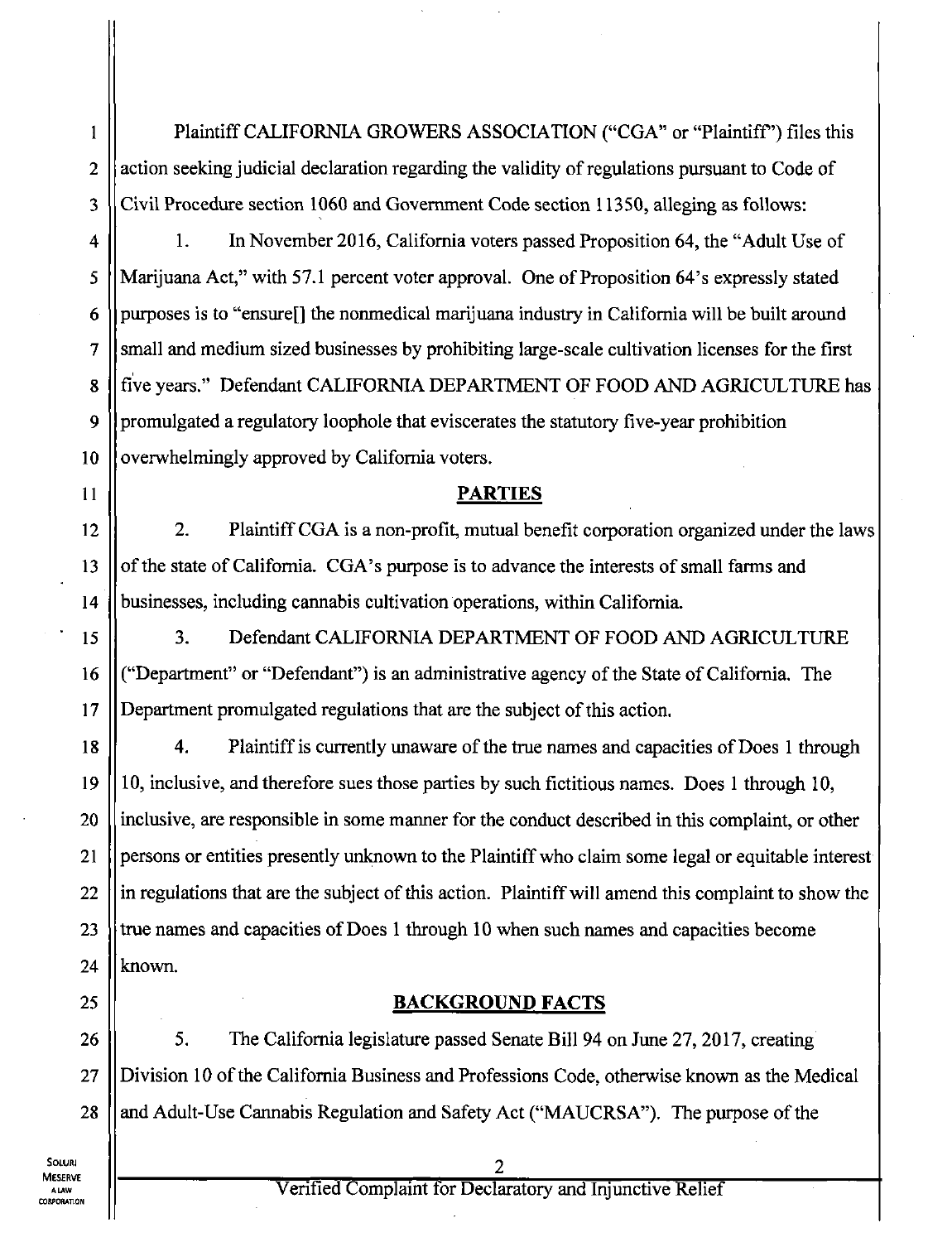Plaintiff CALIFORNIA GROWERS ASSOCIATION ("CGA" or "Plaintiff") files this action seeking judicial declaration regarding the validity of regulations pursuant to Code of Civil Procedure section 1060 and Government Code section 11350, alleging as follows:

1. In November 2016, California voters passed Proposition 64, the "Adult Use of Marijuana Act," with 57.1 percent voter approval. One of Proposition 64's expressly stated purposes is to "ensure[] the nonmedical marijuana industry in California will be built around small and medium sized businesses by prohibiting large-scale cultivation licenses for the first five years." Defendant CALIFORNIA DEPARTMENT OF FOOD AND AGRICULTURE has promulgated a regulatory loophole that eviscerates the statutory five-year prohibition overwhelmingly approved by California voters.

## PARTIES

2. Plaintiff CGA is a non-profit, mutual benefit corporation organized under the laws of the state of California. CGA's purpose is to advance the interests of small farms and businesses, including cannabis cultivation operations, within California.

3. Defendant CALIFORNIA DEPARTMENT OF FOOD AND AGRICULTURE ("Department" or "Defendant") is an administrative agency of the State of California. The Department promulgated regulations that are the subject of this action.

4. Plaintiff is currently unaware of the true names and capacities of Does 1 through 10, inclusive, and therefore sues those parties by such fictitious names. Does 1 through 10, inclusive, are responsible in some manner for the conduct described in this complaint, or other persons or entities presently unknown to the Plaintiff who claim some legal or equitable interest in regulations that are the subject of this action. Plaintiff will amend this complaint to show the true names and capacities of Does 1 through 10 when such names and capacities become known.

## BACKGROUND FACTS

5. The California legislature passed Senate Bill 94 on June 27, 2017, creating Division 10 of the California Business and Professions Code, otherwise known as the Medical and Adult-Use Cannabis Regulation and Safety Act ("MAUCRSA"). The purpose of the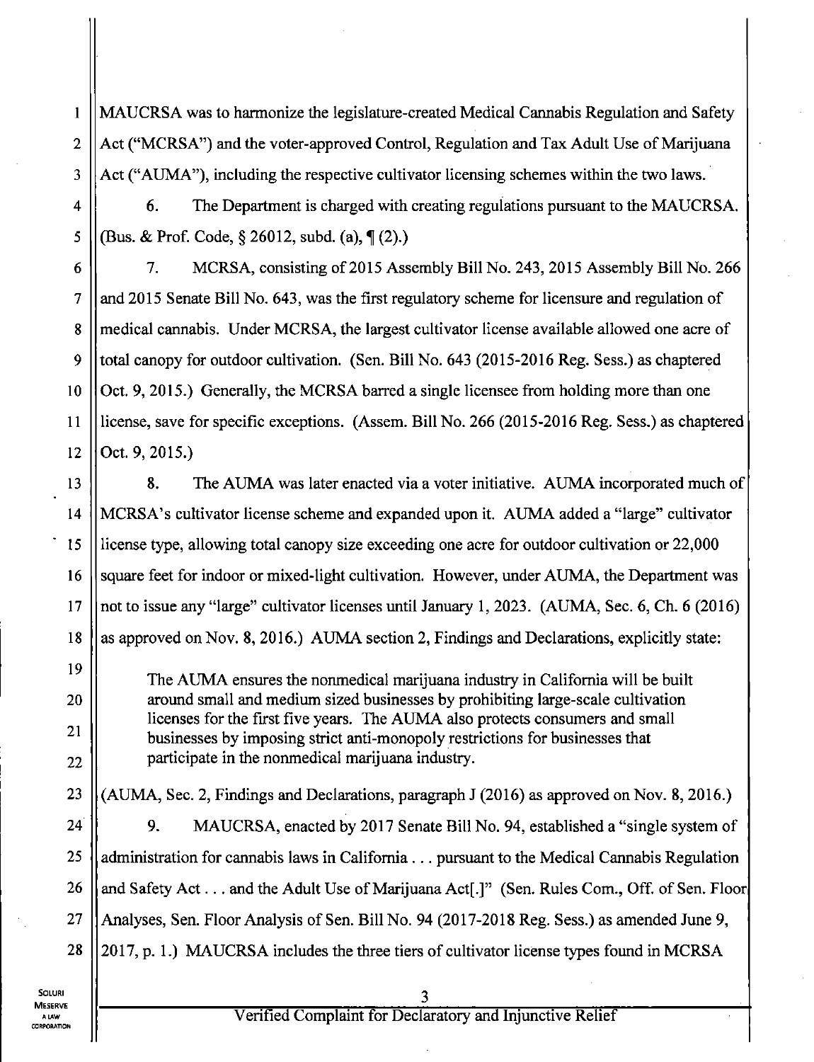MAUCRSA was to harmonize the legislature-created Medical Cannabis Regulation and Safety Act ("MCRSA") and the voter-approved Control, Regulation and Tax Adult Use of Marijuana Act ("AUMA"), including the respective cultivator licensing schemes within the two laws.

6. The Department is charged with creating regulations pursuant to the MAUCRSA. (Bus. & Prof. Code, § 26012, subd. (a), ¶ (2).)

7. MCRSA, consisting of 2015 Assembly Bill No. 243, 2015 Assembly Bill No. 266 and 2015 Senate Bill No. 643, was the first regulatory scheme for licensure and regulation of medical cannabis. Under MCRSA, the largest cultivator license available allowed one acre of total canopy for outdoor cultivation. (Sen. Bill No. 643 (2015-2016 Reg. Sess.) as chaptered Oct. 9, 2015.) Generally, the MCRSA barred a single licensee from holding more than one license, save for specific exceptions. (Assem. Bill No. 266 (2015-2016 Reg. Sess.) as chaptered Oct. 9, 2015.)

8. The AUMA was later enacted via a voter initiative. AUMA incorporated much of MCRSA's cultivator license scheme and expanded upon it. AUMA added a "large" cultivator license type, allowing total canopy size exceeding one acre for outdoor cultivation or 22,000 square feet for indoor or mixed-light cultivation. However, under AUMA, the Department was not to issue any "large" cultivator licenses until January 1, 2023. (AUMA, Sec. 6, Ch. 6 (2016) as approved on Nov. 8, 2016.) AUMA section 2, Findings and Declarations, explicitly state:

> The AUMA ensures the nonmedical marijuana industry in California will be built around small and medium sized businesses by prohibiting large-scale cultivation licenses for the first five years. The AUMA also protects consumers and small businesses by imposing strict anti-monopoly restrictions for businesses that participate in the nonmedical marijuana industry.

(AUMA, Sec. 2, Findings and Declarations, paragraph J (2016) as approved on Nov. 8, 2016.)

9. MAUCRSA, enacted by 2017 Senate Bill No. 94, established a "single system of administration for cannabis laws in California . . . pursuant to the Medical Cannabis Regulation and Safety Act . . . and the Adult Use of Marijuana Act[.]" (Sen. Rules Com., Off. of Sen. Floor Analyses, Sen. Floor Analysis of Sen. Bill No. 94 (2017-2018 Reg. Sess.) as amended June 9, 2017, p. 1.) MAUCRSA includes the three tiers of cultivator license types found in MCRSA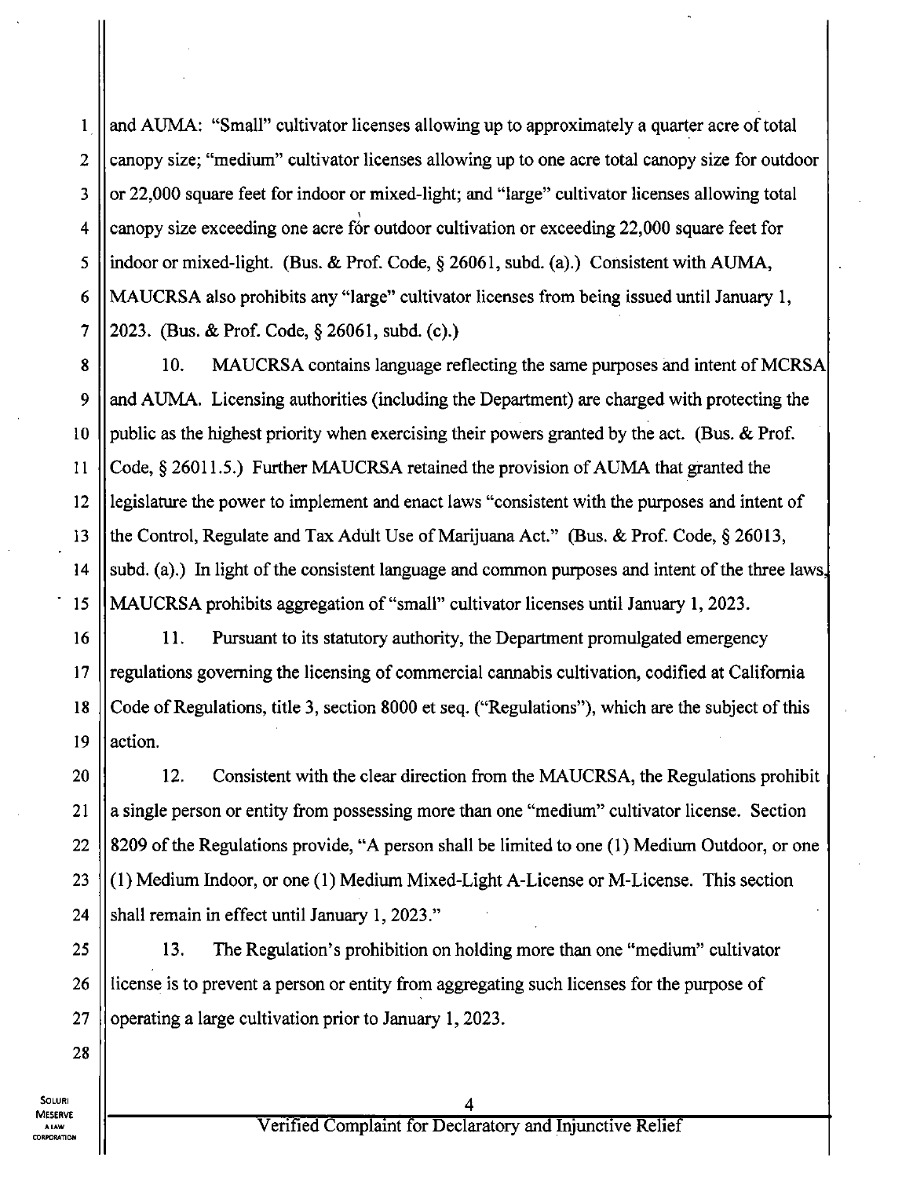and AUMA: "Small" cultivator licenses allowing up to approximately a quarter acre of total canopy size; "medium" cultivator licenses allowing up to one acre total canopy size for outdoor or 22,000 square feet for indoor or mixed-light; and "large" cultivator licenses allowing total canopy size exceeding one acre for outdoor cultivation or exceeding 22,000 square feet for indoor or mixed-light. (Bus. & Prof. Code, § 26061, subd. (a).) Consistent with AUMA, MAUCRSA also prohibits any "large" cultivator licenses from being issued until January 1, 2023. (Bus. & Prof. Code, § 26061, subd. (c).)

10. MAUCRSA contains language reflecting the same purposes and intent of MCRSA and AUMA. Licensing authorities (including the Department) are charged with protecting the public as the highest priority when exercising their powers granted by the act. (Bus. & Prof. Code, § 26011.5.) Further MAUCRSA retained the provision of AUMA that granted the legislature the power to implement and enact laws "consistent with the purposes and intent of the Control, Regulate and Tax Adult Use of Marijuana Act." (Bus. & Prof. Code, § 26013, subd. (a).) In light of the consistent language and common purposes and intent of the three laws, MAUCRSA prohibits aggregation of "small" cultivator licenses until January 1, 2023.

11. Pursuant to its statutory authority, the Department promulgated emergency regulations governing the licensing of commercial cannabis cultivation, codified at California Code of Regulations, title 3, section 8000 et seq. ("Regulations"), which are the subject of this action.

12. Consistent with the clear direction from the MAUCRSA, the Regulations prohibit a single person or entity from possessing more than one "medium" cultivator license. Section 8209 of the Regulations provide, "A person shall be limited to one (1) Medium Outdoor, or one (1) Medium Indoor, or one (1) Medium Mixed-Light A-License or M-License. This section shall remain in effect until January 1, 2023."

13. The Regulation's prohibition on holding more than one "medium" cultivator license is to prevent a person or entity from aggregating such licenses for the purpose of operating a large cultivation prior to January 1, 2023.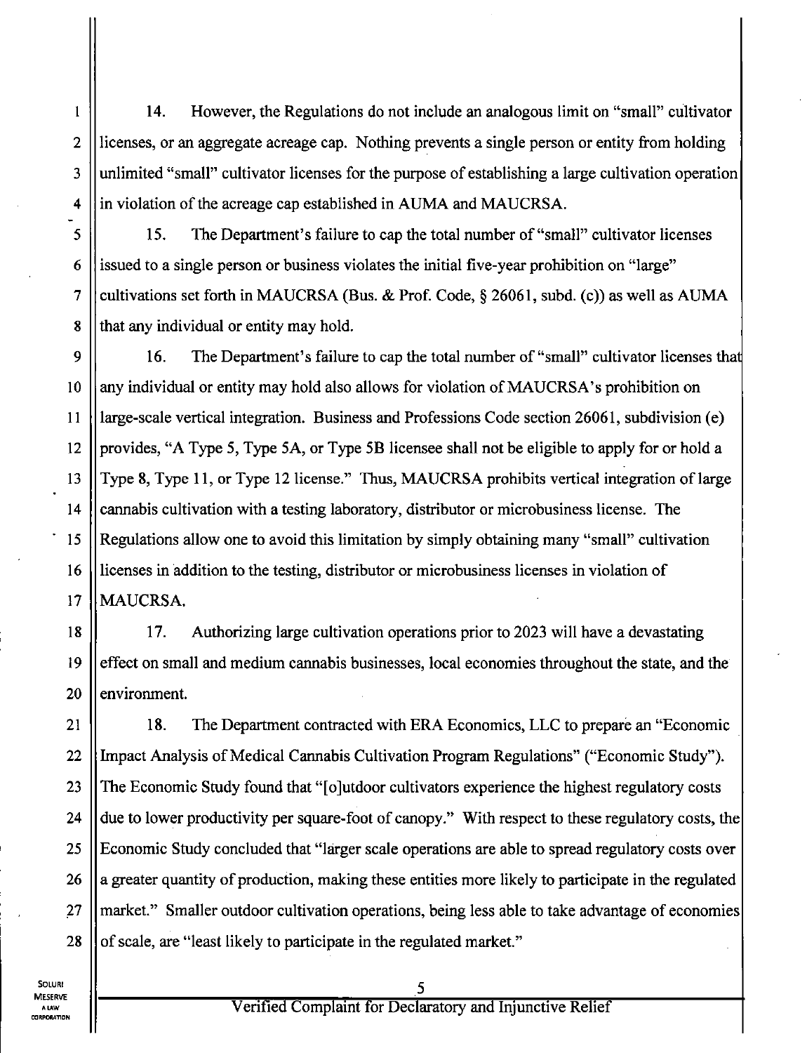14. However, the Regulations do not include an analogous limit on "small" cultivator licenses, or an aggregate acreage cap. Nothing prevents a single person or entity from holding unlimited "small" cultivator licenses for the purpose of establishing a large cultivation operation in violation of the acreage cap established in AUMA and MAUCRSA.

15. The Department's failure to cap the total number of "small" cultivator licenses issued to a single person or business violates the initial five-year prohibition on "large" cultivations set forth in MAUCRSA (Bus. & Prof. Code, § 26061, subd. (c)) as well as AUMA that any individual or entity may hold.

16. The Department's failure to cap the total number of "small" cultivator licenses that any individual or entity may hold also allows for violation of MAUCRSA's prohibition on large-scale vertical integration. Business and Professions Code section 26061, subdivision (e) provides, "A Type 5, Type 5A, or Type 5B licensee shall not be eligible to apply for or hold a Type 8, Type 11, or Type 12 license." Thus, MAUCRSA prohibits vertical integration of large cannabis cultivation with a testing laboratory, distributor or microbusiness license. The Regulations allow one to avoid this limitation by simply obtaining many "small" cultivation licenses in addition to the testing, distributor or microbusiness licenses in violation of MAUCRSA.

17. Authorizing large cultivation operations prior to 2023 will have a devastating effect on small and medium cannabis businesses, local economies throughout the state, and the environment.

18. The Department contracted with ERA Economics, LLC to prepare an "Economic Impact Analysis of Medical Cannabis Cultivation Program Regulations" ("Economic Study"). The Economic Study found that "[o]utdoor cultivators experience the highest regulatory costs due to lower productivity per square-foot of canopy." With respect to these regulatory costs, the Economic Study concluded that "larger scale operations are able to spread regulatory costs over a greater quantity of production, making these entities more likely to participate in the regulated market." Smaller outdoor cultivation operations, being less able to take advantage of economies of scale, are "least likely to participate in the regulated market."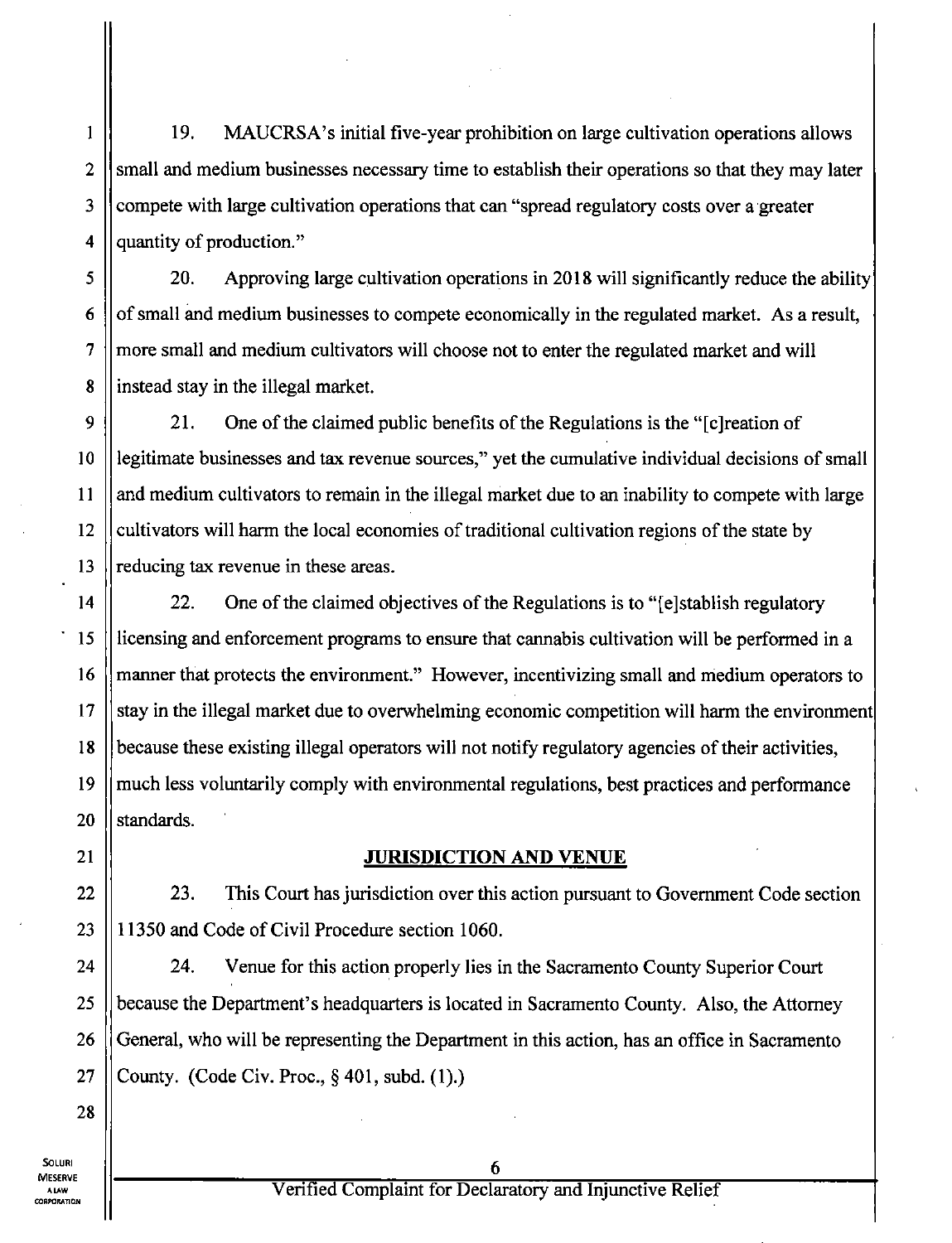19. MAUCRSA's initial five-year prohibition on large cultivation operations allows small and medium businesses necessary time to establish their operations so that they may later compete with large cultivation operations that can "spread regulatory costs over a greater quantity of production."

20. Approving large cultivation operations in 2018 will significantly reduce the ability of small and medium businesses to compete economically in the regulated market. As a result, more small and medium cultivators will choose not to enter the regulated market and will instead stay in the illegal market.

21. One of the claimed public benefits of the Regulations is the "[c]reation of legitimate businesses and tax revenue sources," yet the cumulative individual decisions of small and medium cultivators to remain in the illegal market due to an inability to compete with large cultivators will harm the local economies of traditional cultivation regions of the state by reducing tax revenue in these areas.

22. One of the claimed objectives of the Regulations is to "[e]stablish regulatory licensing and enforcement programs to ensure that cannabis cultivation will be performed in a manner that protects the environment." However, incentivizing small and medium operators to stay in the illegal market due to overwhelming economic competition will harm the environment because these existing illegal operators will not notify regulatory agencies of their activities, much less voluntarily comply with environmental regulations, best practices and performance standards.

## JURISDICTION AND VENUE

23. This Court has jurisdiction over this action pursuant to Government Code section 11350 and Code of Civil Procedure section 1060.

24. Venue for this action properly lies in the Sacramento County Superior Court because the Department's headquarters is located in Sacramento County. Also, the Attorney General, who will be representing the Department in this action, has an office in Sacramento County. (Code Civ. Proc., § 401, subd. (1).)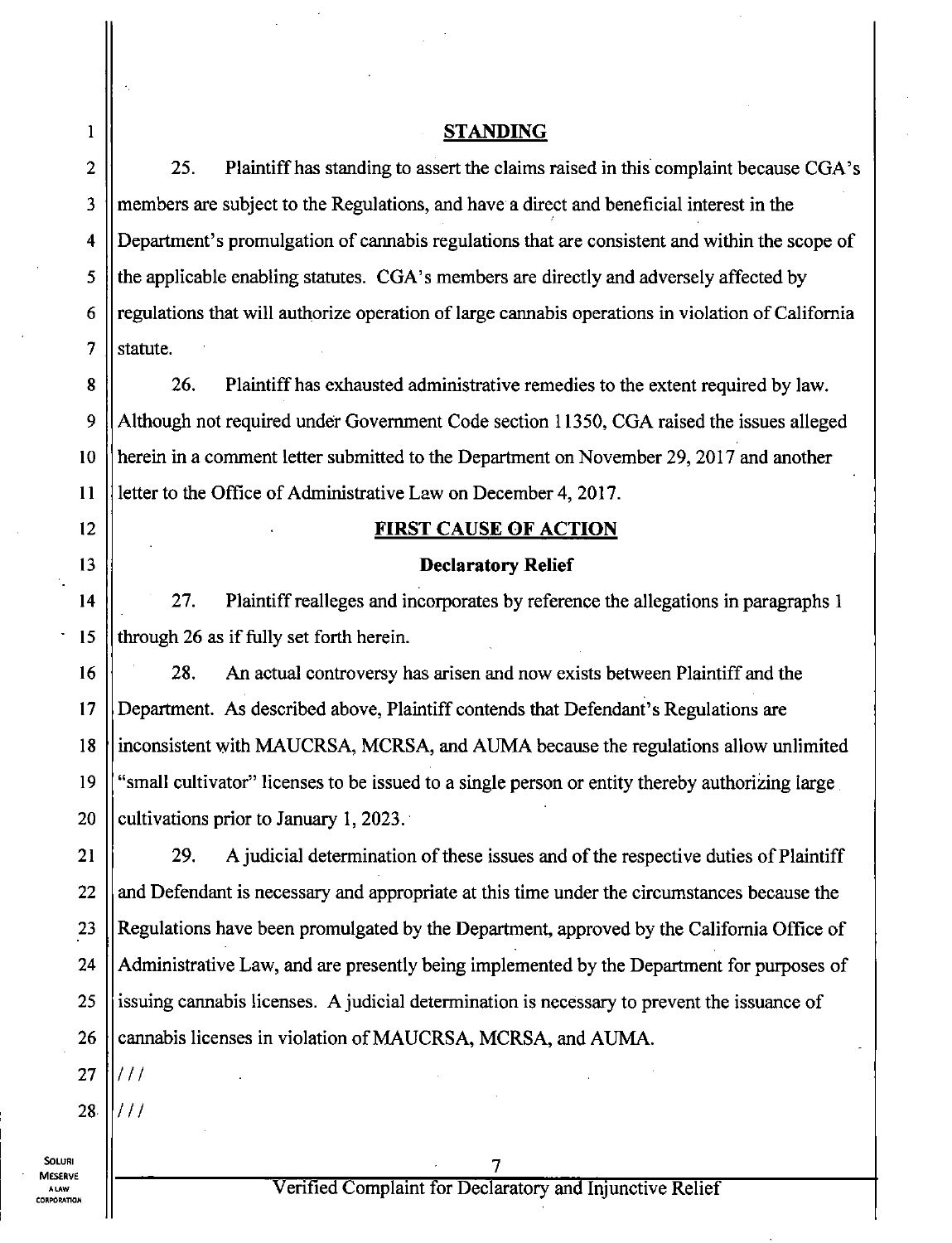## STANDING

25. Plaintiff has standing to assert the claims raised in this complaint because CGA's members are subject to the Regulations, and have a direct and beneficial interest in the Department's promulgation of cannabis regulations that are consistent and within the scope of the applicable enabling statutes. CGA's members are directly and adversely affected by regulations that will authorize operation of large cannabis operations in violation of California statute.

26. Plaintiff has exhausted administrative remedies to the extent required by law. Although not required under Government Code section 11350, CGA raised the issues alleged herein in a comment letter submitted to the Department on November 29, 2017 and another letter to the Office of Administrative Law on December 4, 2017.

## FIRST CAUSE OF ACTION

### Declaratory Relief

27. Plaintiff realleges and incorporates by reference the allegations in paragraphs 1 through 26 as if fully set forth herein.

28. An actual controversy has arisen and now exists between Plaintiff and the Department. As described above, Plaintiff contends that Defendant's Regulations are inconsistent with MAUCRSA, MCRSA, and AUMA because the regulations allow unlimited "small cultivator" licenses to be issued to a single person or entity thereby authorizing large cultivations prior to January 1, 2023.

29. A judicial determination of these issues and of the respective duties of Plaintiff and Defendant is necessary and appropriate at this time under the circumstances because the Regulations have been promulgated by the Department, approved by the California Office of Administrative Law, and are presently being implemented by the Department for purposes of issuing cannabis licenses. A judicial determination is necessary to prevent the issuance of cannabis licenses in violation of MAUCRSA, MCRSA, and AUMA.

///

///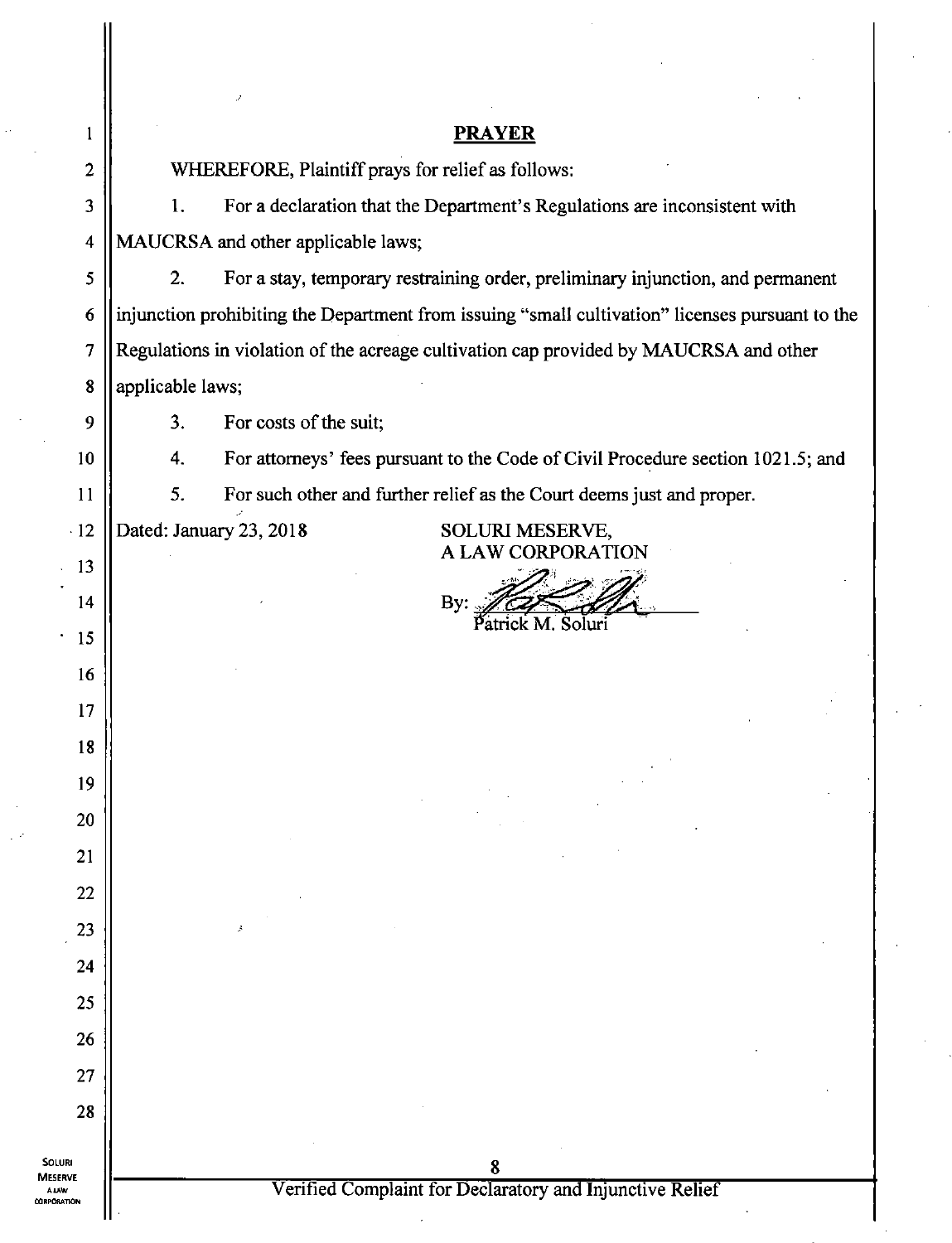## PRAYER

WHEREFORE, Plaintiff prays for relief as follows:

1. For a declaration that the Department's Regulations are inconsistent with MAUCRSA and other applicable laws;

2. For a stay, temporary restraining order, preliminary injunction, and permanent injunction prohibiting the Department from issuing "small cultivation" licenses pursuant to the Regulations in violation of the acreage cultivation cap provided by MAUCRSA and other applicable laws;

3. For costs of the suit;

4. For attorneys' fees pursuant to the Code of Civil Procedure section 1021.5; and

5. For such other and further relief as the Court deems just and proper.

Dated: January 23, 2018

SOLURI MESERVE,
A LAW CORPORATION

By: _______________
Patrick M. Soluri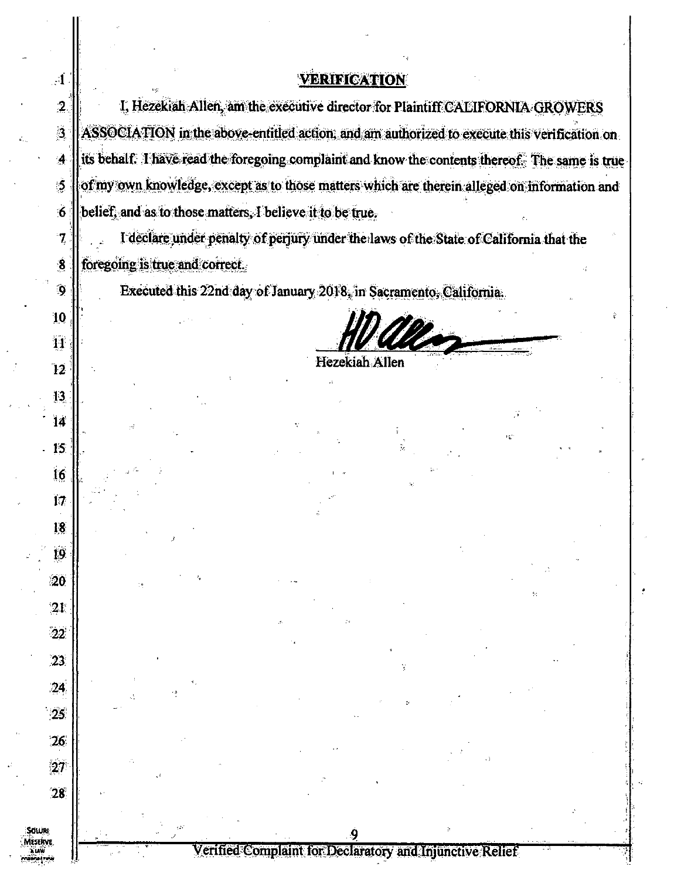## VERIFICATION

I, Hezekiah Allen, am the executive director for Plaintiff CALIFORNIA GROWERS ASSOCIATION in the above-entitled action, and am authorized to execute this verification on its behalf. I have read the foregoing complaint and know the contents thereof. The same is true of my own knowledge, except as to those matters which are therein alleged on information and belief, and as to those matters, I believe it to be true.

I declare under penalty of perjury under the laws of the State of California that the foregoing is true and correct.

Executed this 22nd day of January 2018, in Sacramento, California.

Hezekiah Allen

Verified Complaint for Declaratory and Injunctive Relief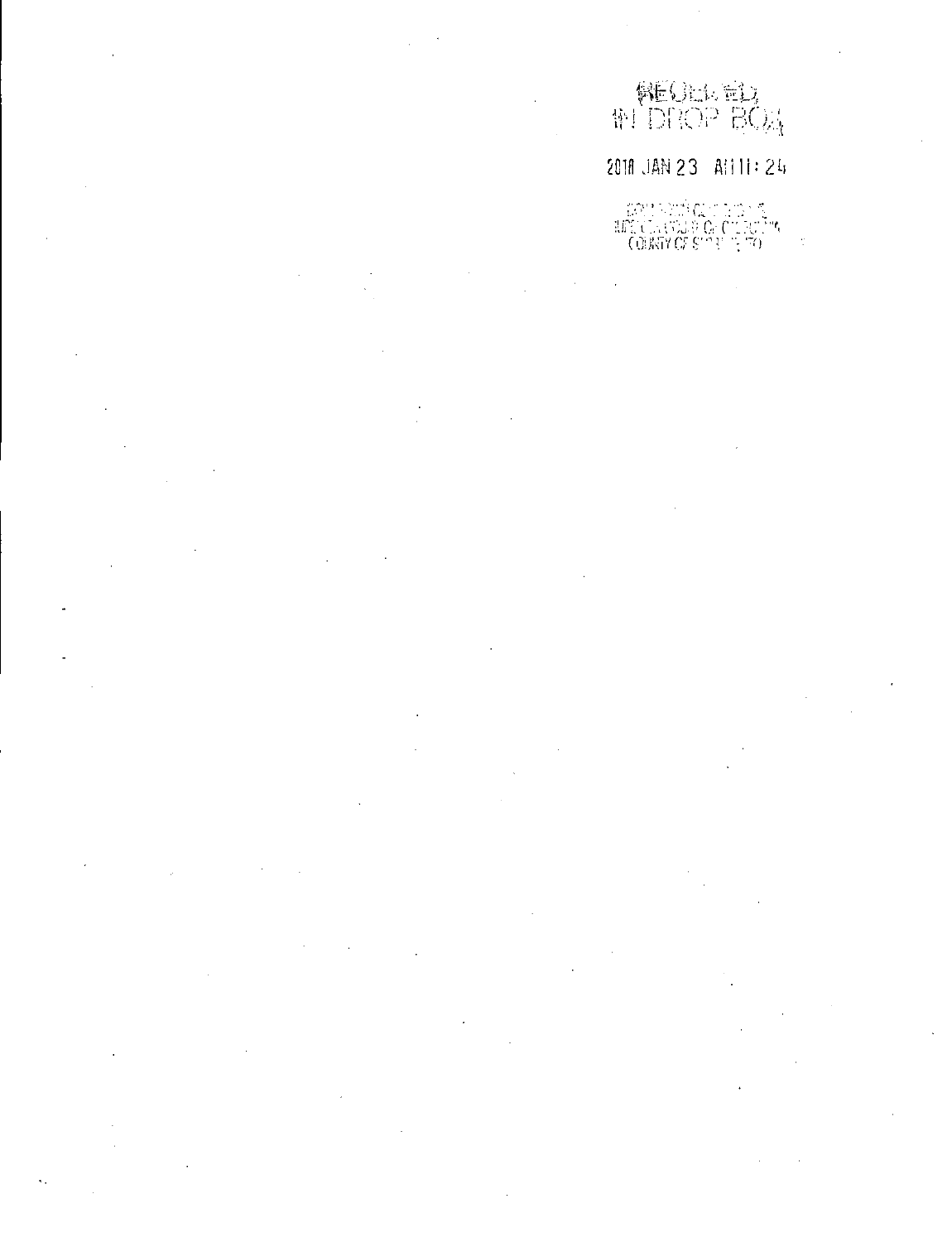RECEIVED
IN DROP BOX

2018 JAN 23 AM 11:24